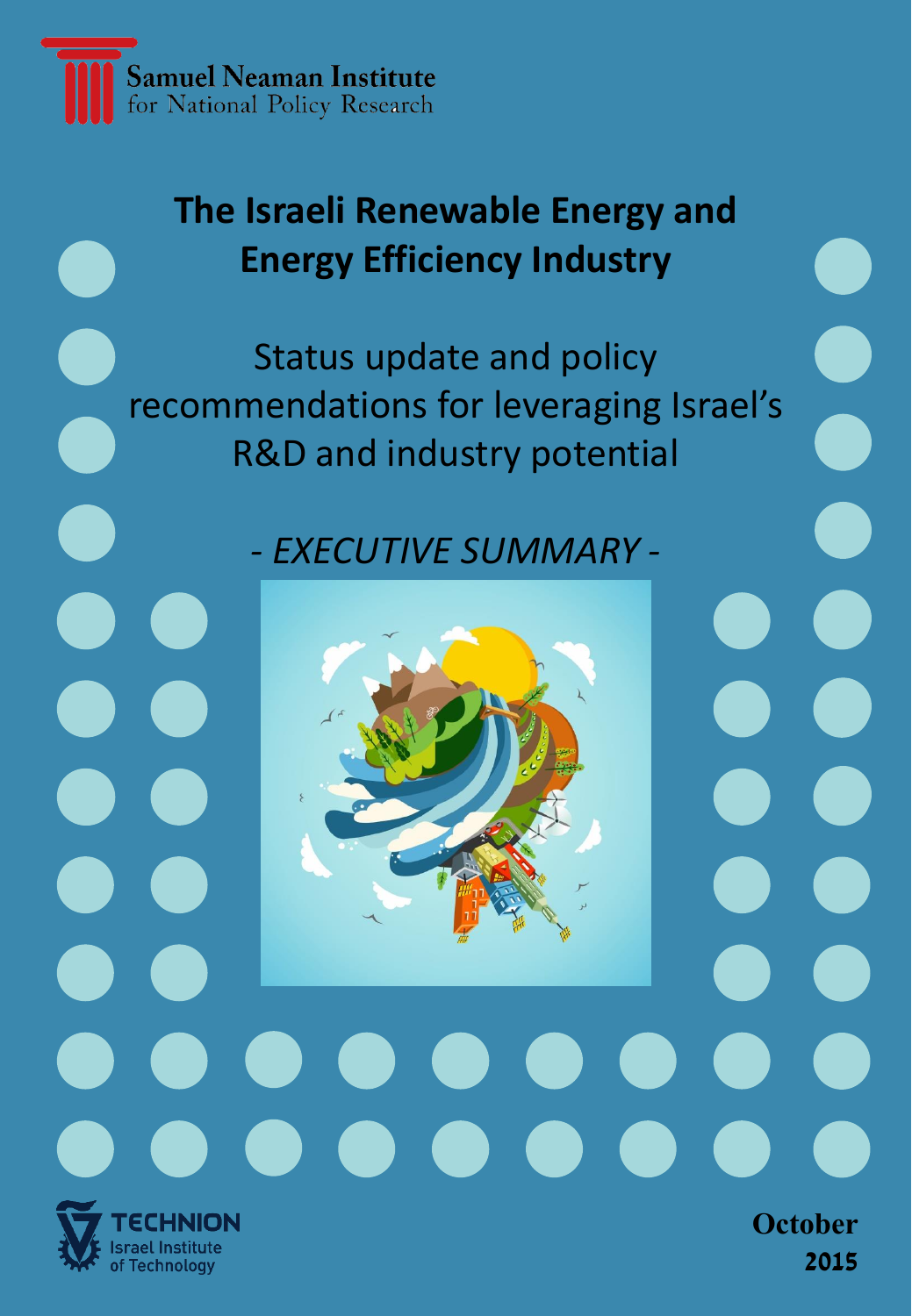Samuel Neaman Institute
for National Policy Research

# The Israeli Renewable Energy and Energy Efficiency Industry

## Status update and policy recommendations for leveraging Israel's R&D and industry potential

*- EXECUTIVE SUMMARY -*

TECHNION
Israel Institute of Technology

October 2015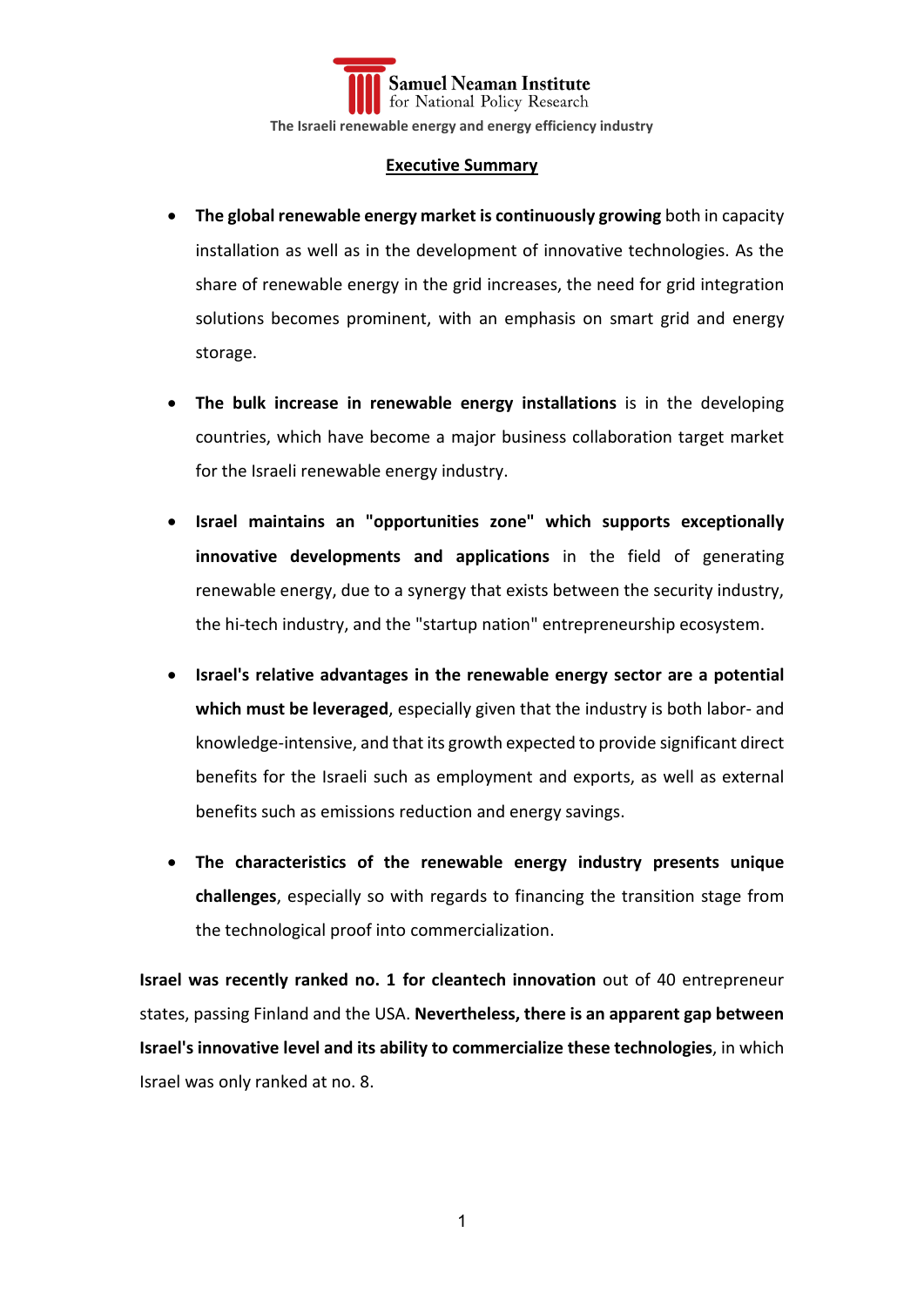## Executive Summary

- **The global renewable energy market is continuously growing** both in capacity installation as well as in the development of innovative technologies. As the share of renewable energy in the grid increases, the need for grid integration solutions becomes prominent, with an emphasis on smart grid and energy storage.

- **The bulk increase in renewable energy installations** is in the developing countries, which have become a major business collaboration target market for the Israeli renewable energy industry.

- **Israel maintains an "opportunities zone" which supports exceptionally innovative developments and applications** in the field of generating renewable energy, due to a synergy that exists between the security industry, the hi-tech industry, and the "startup nation" entrepreneurship ecosystem.

- **Israel's relative advantages in the renewable energy sector are a potential which must be leveraged**, especially given that the industry is both labor- and knowledge-intensive, and that its growth expected to provide significant direct benefits for the Israeli such as employment and exports, as well as external benefits such as emissions reduction and energy savings.

- **The characteristics of the renewable energy industry presents unique challenges**, especially so with regards to financing the transition stage from the technological proof into commercialization.

**Israel was recently ranked no. 1 for cleantech innovation** out of 40 entrepreneur states, passing Finland and the USA. **Nevertheless, there is an apparent gap between Israel's innovative level and its ability to commercialize these technologies**, in which Israel was only ranked at no. 8.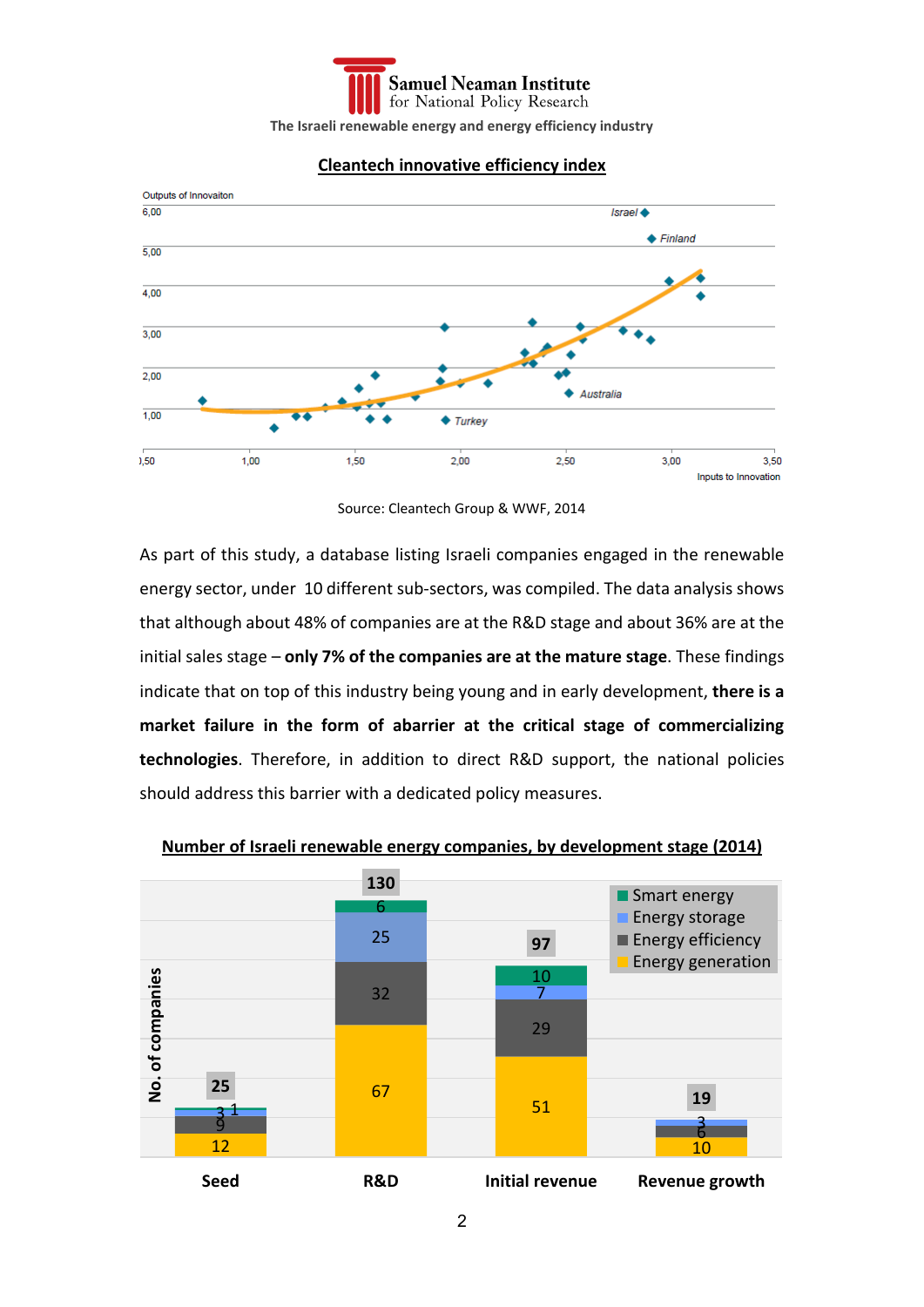**Cleantech innovative efficiency index**

Source: Cleantech Group & WWF, 2014

As part of this study, a database listing Israeli companies engaged in the renewable energy sector, under 10 different sub-sectors, was compiled. The data analysis shows that although about 48% of companies are at the R&D stage and about 36% are at the initial sales stage – **only 7% of the companies are at the mature stage**. These findings indicate that on top of this industry being young and in early development, **there is a market failure in the form of abarrier at the critical stage of commercializing technologies**. Therefore, in addition to direct R&D support, the national policies should address this barrier with a dedicated policy measures.

**Number of Israeli renewable energy companies, by development stage (2014)**

| No. of companies | Seed | R&D | Initial revenue | Revenue growth |
|---|---|---|---|---|
| Smart energy | 1 | 6 | 10 | |
| Energy storage | 3 | 25 | 7 | 3 |
| Energy efficiency | 9 | 32 | 29 | 6 |
| Energy generation | 12 | 67 | 51 | 10 |
| Total | 25 | 130 | 97 | 19 |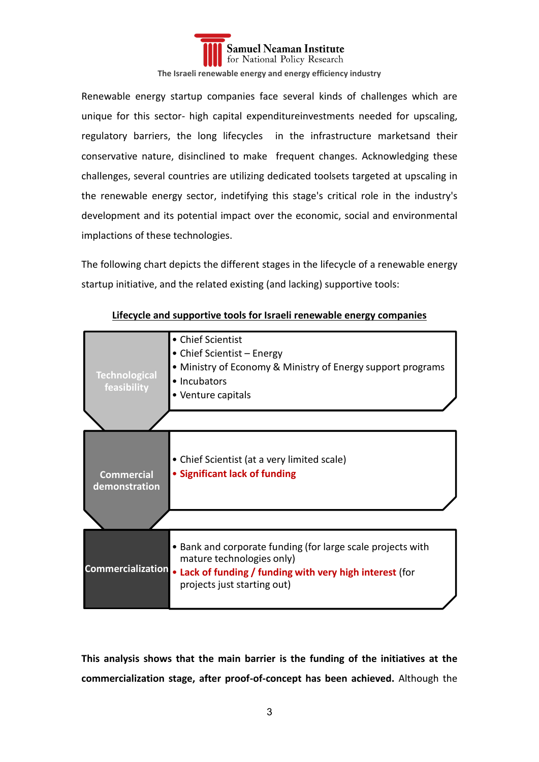Renewable energy startup companies face several kinds of challenges which are unique for this sector- high capital expenditureinvestments needed for upscaling, regulatory barriers, the long lifecycles in the infrastructure marketsand their conservative nature, disinclined to make frequent changes. Acknowledging these challenges, several countries are utilizing dedicated toolsets targeted at upscaling in the renewable energy sector, indetifying this stage's critical role in the industry's development and its potential impact over the economic, social and environmental implactions of these technologies.

The following chart depicts the different stages in the lifecycle of a renewable energy startup initiative, and the related existing (and lacking) supportive tools:

**Lifecycle and supportive tools for Israeli renewable energy companies**

| Stage | Supportive tools |
|---|---|
| Technological feasibility | • Chief Scientist<br>• Chief Scientist – Energy<br>• Ministry of Economy & Ministry of Energy support programs<br>• Incubators<br>• Venture capitals |
| Commercial demonstration | • Chief Scientist (at a very limited scale)<br>• **Significant lack of funding** |
| Commercialization | • Bank and corporate funding (for large scale projects with mature technologies only)<br>• **Lack of funding / funding with very high interest** (for projects just starting out) |

**This analysis shows that the main barrier is the funding of the initiatives at the commercialization stage, after proof-of-concept has been achieved.** Although the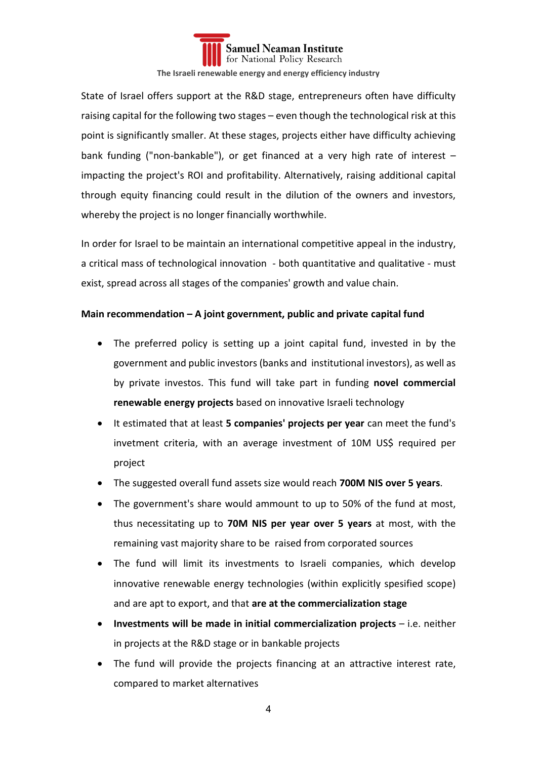State of Israel offers support at the R&D stage, entrepreneurs often have difficulty raising capital for the following two stages – even though the technological risk at this point is significantly smaller. At these stages, projects either have difficulty achieving bank funding ("non-bankable"), or get financed at a very high rate of interest – impacting the project's ROI and profitability. Alternatively, raising additional capital through equity financing could result in the dilution of the owners and investors, whereby the project is no longer financially worthwhile.

In order for Israel to be maintain an international competitive appeal in the industry, a critical mass of technological innovation - both quantitative and qualitative - must exist, spread across all stages of the companies' growth and value chain.

**Main recommendation – A joint government, public and private capital fund**

- The preferred policy is setting up a joint capital fund, invested in by the government and public investors (banks and institutional investors), as well as by private investos. This fund will take part in funding **novel commercial renewable energy projects** based on innovative Israeli technology
- It estimated that at least **5 companies' projects per year** can meet the fund's invetment criteria, with an average investment of 10M US$ required per project
- The suggested overall fund assets size would reach **700M NIS over 5 years**.
- The government's share would ammount to up to 50% of the fund at most, thus necessitating up to **70M NIS per year over 5 years** at most, with the remaining vast majority share to be raised from corporated sources
- The fund will limit its investments to Israeli companies, which develop innovative renewable energy technologies (within explicitly spesified scope) and are apt to export, and that **are at the commercialization stage**
- **Investments will be made in initial commercialization projects** – i.e. neither in projects at the R&D stage or in bankable projects
- The fund will provide the projects financing at an attractive interest rate, compared to market alternatives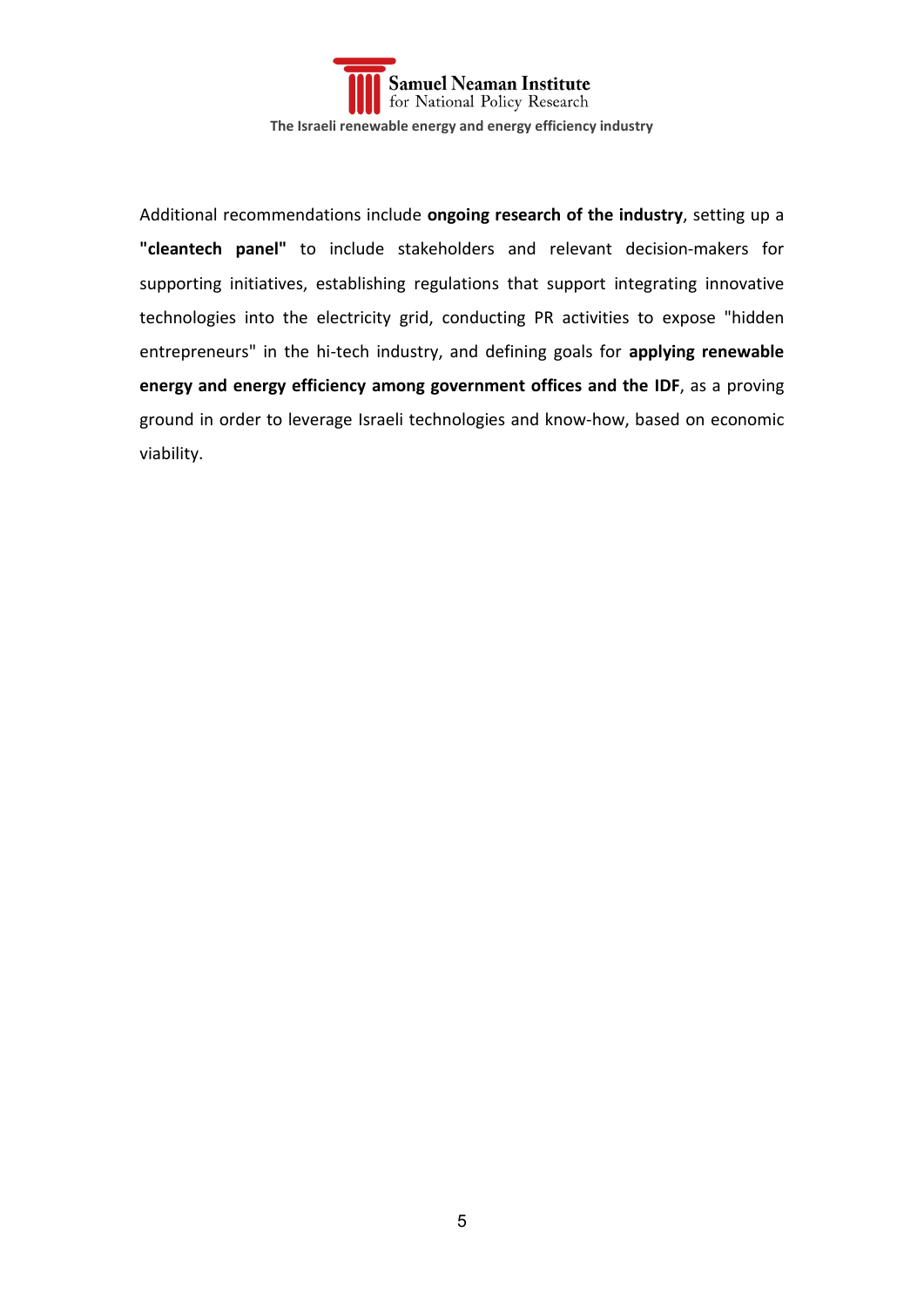Additional recommendations include **ongoing research of the industry**, setting up a **"cleantech panel"** to include stakeholders and relevant decision-makers for supporting initiatives, establishing regulations that support integrating innovative technologies into the electricity grid, conducting PR activities to expose "hidden entrepreneurs" in the hi-tech industry, and defining goals for **applying renewable energy and energy efficiency among government offices and the IDF**, as a proving ground in order to leverage Israeli technologies and know-how, based on economic viability.